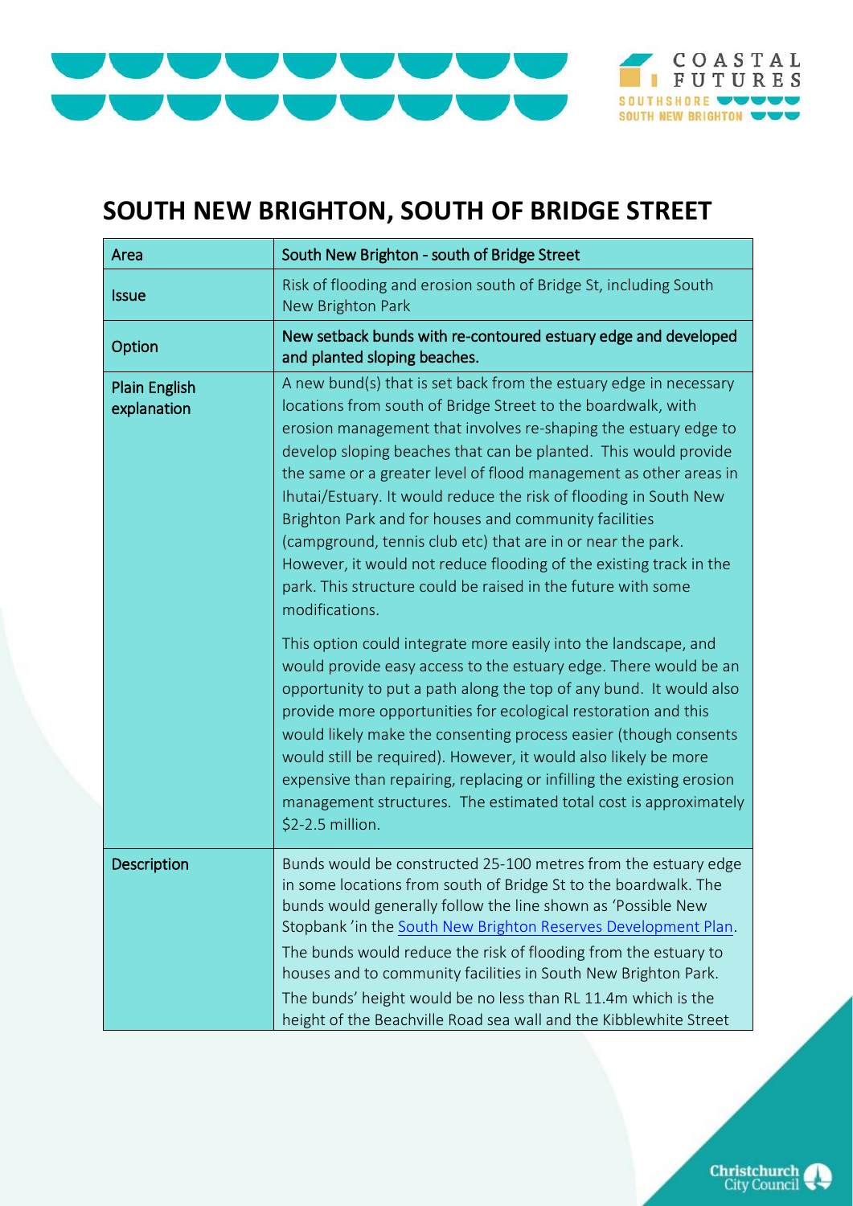# SOUTH NEW BRIGHTON, SOUTH OF BRIDGE STREET

| Area | South New Brighton - south of Bridge Street |
|---|---|
| Issue | Risk of flooding and erosion south of Bridge St, including South New Brighton Park |
| Option | New setback bunds with re-contoured estuary edge and developed and planted sloping beaches. |
| Plain English explanation | A new bund(s) that is set back from the estuary edge in necessary locations from south of Bridge Street to the boardwalk, with erosion management that involves re-shaping the estuary edge to develop sloping beaches that can be planted. This would provide the same or a greater level of flood management as other areas in Ihutai/Estuary. It would reduce the risk of flooding in South New Brighton Park and for houses and community facilities (campground, tennis club etc) that are in or near the park. However, it would not reduce flooding of the existing track in the park. This structure could be raised in the future with some modifications.<br><br>This option could integrate more easily into the landscape, and would provide easy access to the estuary edge. There would be an opportunity to put a path along the top of any bund. It would also provide more opportunities for ecological restoration and this would likely make the consenting process easier (though consents would still be required). However, it would also likely be more expensive than repairing, replacing or infilling the existing erosion management structures. The estimated total cost is approximately $2-2.5 million. |
| Description | Bunds would be constructed 25-100 metres from the estuary edge in some locations from south of Bridge St to the boardwalk. The bunds would generally follow the line shown as 'Possible New Stopbank 'in the South New Brighton Reserves Development Plan.<br>The bunds would reduce the risk of flooding from the estuary to houses and to community facilities in South New Brighton Park.<br>The bunds' height would be no less than RL 11.4m which is the height of the Beachville Road sea wall and the Kibblewhite Street |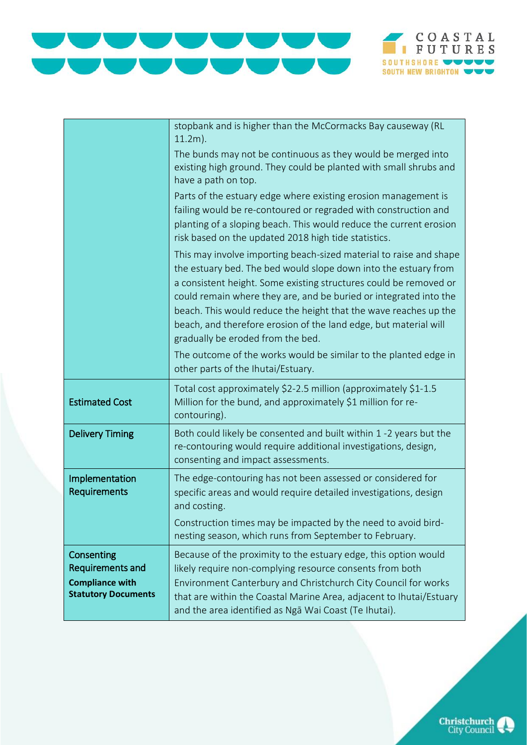| | |
|---|---|
| | stopbank and is higher than the McCormacks Bay causeway (RL 11.2m).<br>The bunds may not be continuous as they would be merged into existing high ground. They could be planted with small shrubs and have a path on top.<br>Parts of the estuary edge where existing erosion management is failing would be re-contoured or regraded with construction and planting of a sloping beach. This would reduce the current erosion risk based on the updated 2018 high tide statistics.<br>This may involve importing beach-sized material to raise and shape the estuary bed. The bed would slope down into the estuary from a consistent height. Some existing structures could be removed or could remain where they are, and be buried or integrated into the beach. This would reduce the height that the wave reaches up the beach, and therefore erosion of the land edge, but material will gradually be eroded from the bed.<br>The outcome of the works would be similar to the planted edge in other parts of the Ihutai/Estuary. |
| Estimated Cost | Total cost approximately $2-2.5 million (approximately $1-1.5 Million for the bund, and approximately $1 million for re-contouring). |
| Delivery Timing | Both could likely be consented and built within 1 -2 years but the re-contouring would require additional investigations, design, consenting and impact assessments. |
| Implementation Requirements | The edge-contouring has not been assessed or considered for specific areas and would require detailed investigations, design and costing.<br>Construction times may be impacted by the need to avoid bird-nesting season, which runs from September to February. |
| Consenting Requirements and **Compliance with Statutory Documents** | Because of the proximity to the estuary edge, this option would likely require non-complying resource consents from both Environment Canterbury and Christchurch City Council for works that are within the Coastal Marine Area, adjacent to Ihutai/Estuary and the area identified as Ngā Wai Coast (Te Ihutai). |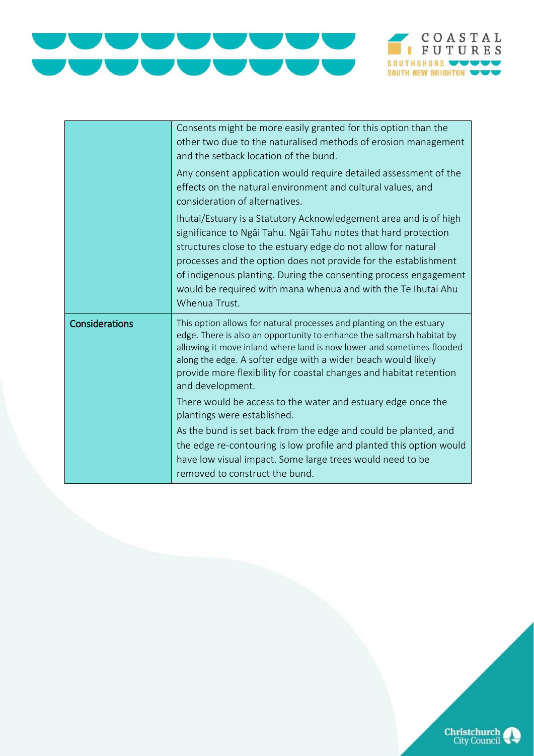| | |
|---|---|
| | Consents might be more easily granted for this option than the other two due to the naturalised methods of erosion management and the setback location of the bund.<br><br>Any consent application would require detailed assessment of the effects on the natural environment and cultural values, and consideration of alternatives.<br><br>Ihutai/Estuary is a Statutory Acknowledgement area and is of high significance to Ngāi Tahu. Ngāi Tahu notes that hard protection structures close to the estuary edge do not allow for natural processes and the option does not provide for the establishment of indigenous planting. During the consenting process engagement would be required with mana whenua and with the Te Ihutai Ahu Whenua Trust. |
| **Considerations** | This option allows for natural processes and planting on the estuary edge. There is also an opportunity to enhance the saltmarsh habitat by allowing it move inland where land is now lower and sometimes flooded along the edge. A softer edge with a wider beach would likely provide more flexibility for coastal changes and habitat retention and development.<br><br>There would be access to the water and estuary edge once the plantings were established.<br><br>As the bund is set back from the edge and could be planted, and the edge re-contouring is low profile and planted this option would have low visual impact. Some large trees would need to be removed to construct the bund. |